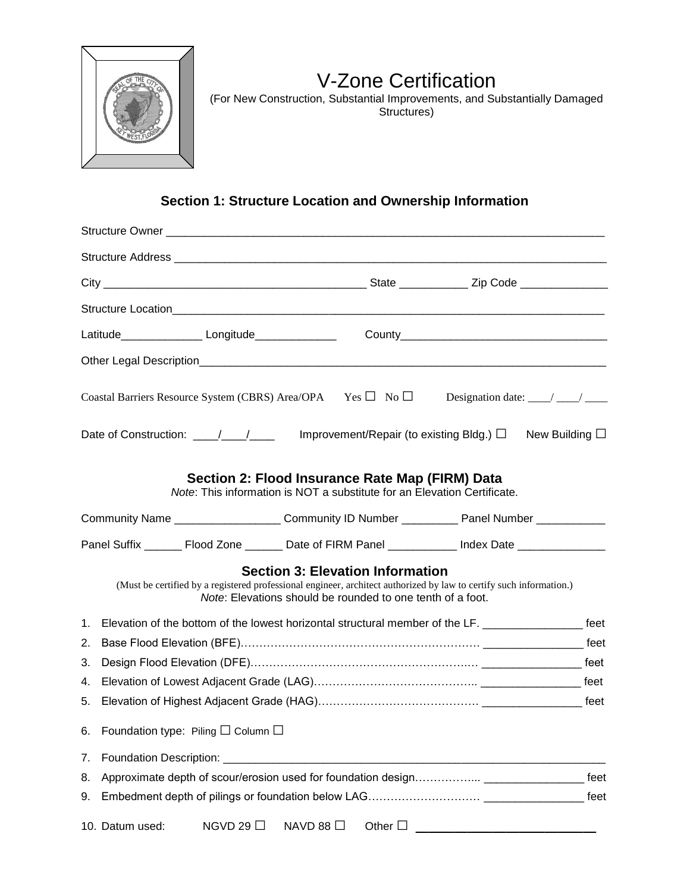# V-Zone Certification

(For New Construction, Substantial Improvements, and Substantially Damaged Structures)

## Section 1: Structure Location and Ownership Information

Structure Owner ___________________________________________________________________

Structure Address _________________________________________________________________

City ________________________________________ State ___________ Zip Code ______________

Structure Location_________________________________________________________________

Latitude_____________ Longitude_____________ County________________________________

Other Legal Description_____________________________________________________________

Coastal Barriers Resource System (CBRS) Area/OPA Yes ☐ No ☐ Designation date: ____/ ____/ ____

Date of Construction: ____/____/____ Improvement/Repair (to existing Bldg.) ☐ New Building ☐

## Section 2: Flood Insurance Rate Map (FIRM) Data

*Note*: This information is NOT a substitute for an Elevation Certificate.

Community Name ________________ Community ID Number _________ Panel Number ___________

Panel Suffix ______ Flood Zone ______ Date of FIRM Panel ___________ Index Date ______________

## Section 3: Elevation Information

(Must be certified by a registered professional engineer, architect authorized by law to certify such information.)

*Note*: Elevations should be rounded to one tenth of a foot.

1. Elevation of the bottom of the lowest horizontal structural member of the LF. ________________ feet
2. Base Flood Elevation (BFE)………………………………………………………… ________________ feet
3. Design Flood Elevation (DFE)……………………………………………………… ________________ feet
4. Elevation of Lowest Adjacent Grade (LAG)…………………………………….. ________________ feet
5. Elevation of Highest Adjacent Grade (HAG)……………………………………. ________________ feet
6. Foundation type: Piling ☐ Column ☐
7. Foundation Description: ______________________________________________________________
8. Approximate depth of scour/erosion used for foundation design……………... ________________ feet
9. Embedment depth of pilings or foundation below LAG………………………… ________________ feet
10. Datum used: NGVD 29 ☐ NAVD 88 ☐ Other ☐ ___________________________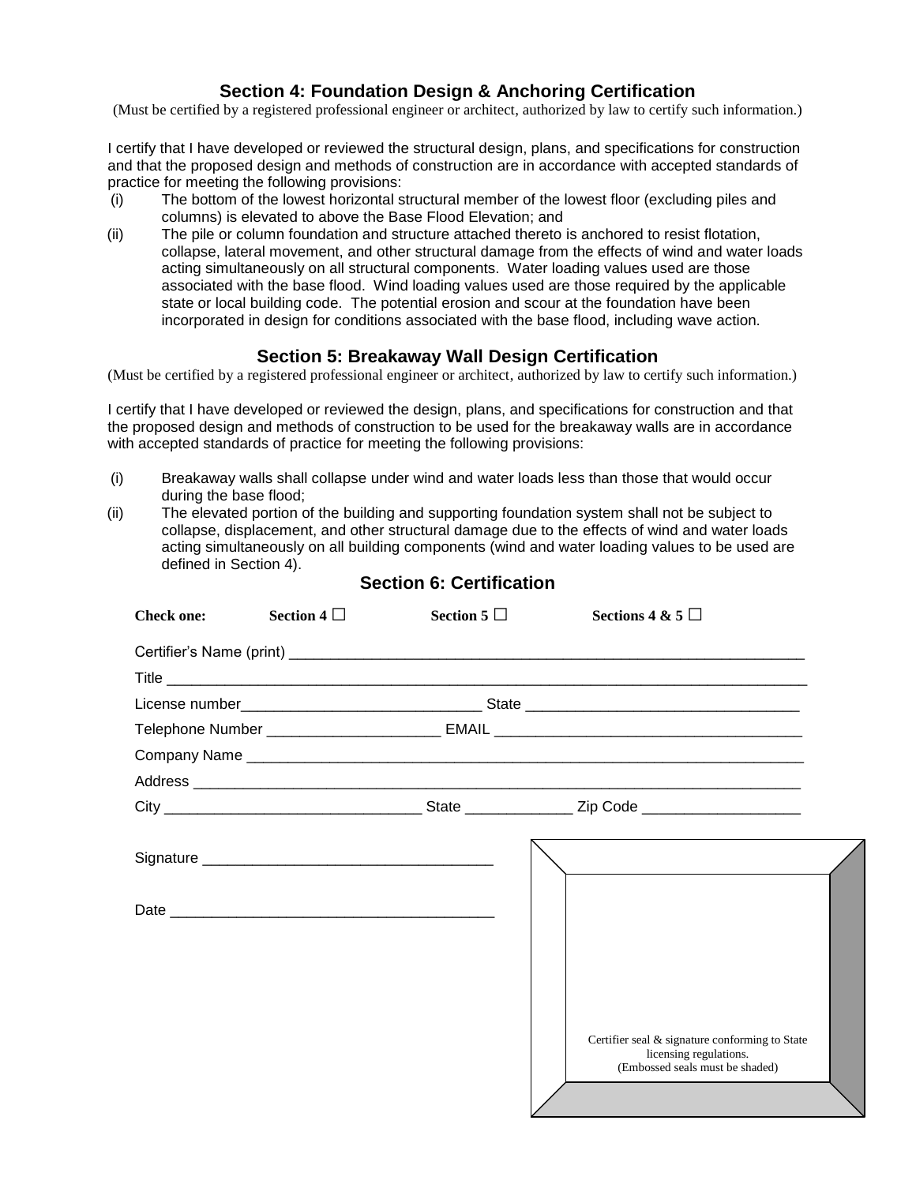## Section 4: Foundation Design & Anchoring Certification

(Must be certified by a registered professional engineer or architect, authorized by law to certify such information.)

I certify that I have developed or reviewed the structural design, plans, and specifications for construction and that the proposed design and methods of construction are in accordance with accepted standards of practice for meeting the following provisions:

(i) The bottom of the lowest horizontal structural member of the lowest floor (excluding piles and columns) is elevated to above the Base Flood Elevation; and

(ii) The pile or column foundation and structure attached thereto is anchored to resist flotation, collapse, lateral movement, and other structural damage from the effects of wind and water loads acting simultaneously on all structural components. Water loading values used are those associated with the base flood. Wind loading values used are those required by the applicable state or local building code. The potential erosion and scour at the foundation have been incorporated in design for conditions associated with the base flood, including wave action.

## Section 5: Breakaway Wall Design Certification

(Must be certified by a registered professional engineer or architect, authorized by law to certify such information.)

I certify that I have developed or reviewed the design, plans, and specifications for construction and that the proposed design and methods of construction to be used for the breakaway walls are in accordance with accepted standards of practice for meeting the following provisions:

(i) Breakaway walls shall collapse under wind and water loads less than those that would occur during the base flood;

(ii) The elevated portion of the building and supporting foundation system shall not be subject to collapse, displacement, and other structural damage due to the effects of wind and water loads acting simultaneously on all building components (wind and water loading values to be used are defined in Section 4).

## Section 6: Certification

**Check one:** **Section 4 ☐** **Section 5 ☐** **Sections 4 & 5 ☐**

Certifier's Name (print) ______________________________

Title ______________________________

License number______________________________ State ______________________________

Telephone Number ______________________ EMAIL ______________________________

Company Name ______________________________

Address ______________________________

City ______________________________ State ______________ Zip Code ____________________

Signature ______________________________

Date ______________________________

Certifier seal & signature conforming to State licensing regulations.
(Embossed seals must be shaded)